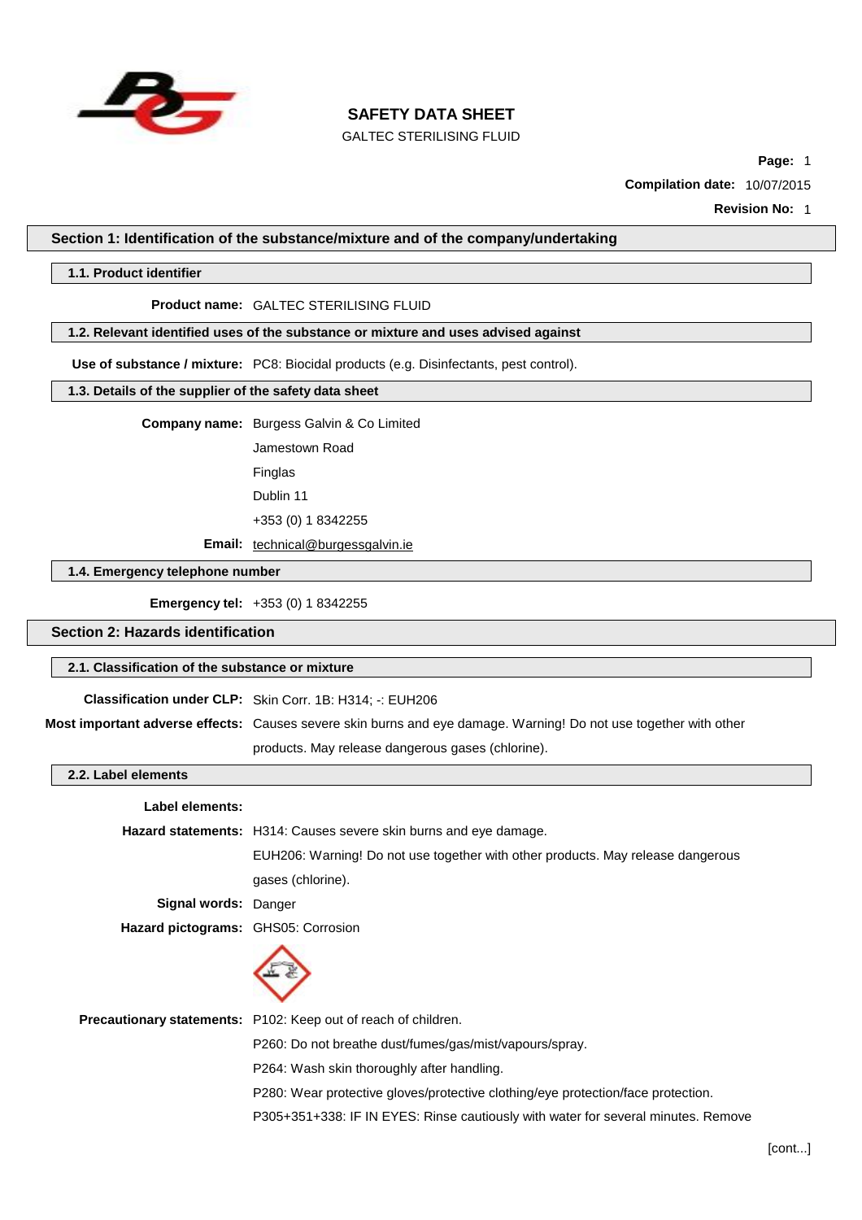# SAFETY DATA SHEET

GALTEC STERILISING FLUID

**Compilation date:** 10/07/2015

**Revision No:** 1

## Section 1: Identification of the substance/mixture and of the company/undertaking

### 1.1. Product identifier

**Product name:** GALTEC STERILISING FLUID

### 1.2. Relevant identified uses of the substance or mixture and uses advised against

**Use of substance / mixture:** PC8: Biocidal products (e.g. Disinfectants, pest control).

### 1.3. Details of the supplier of the safety data sheet

**Company name:** Burgess Galvin & Co Limited

Jamestown Road

Finglas

Dublin 11

+353 (0) 1 8342255

**Email:** technical@burgessgalvin.ie

### 1.4. Emergency telephone number

**Emergency tel:** +353 (0) 1 8342255

## Section 2: Hazards identification

### 2.1. Classification of the substance or mixture

**Classification under CLP:** Skin Corr. 1B: H314; -: EUH206

**Most important adverse effects:** Causes severe skin burns and eye damage. Warning! Do not use together with other products. May release dangerous gases (chlorine).

### 2.2. Label elements

**Label elements:**

**Hazard statements:** H314: Causes severe skin burns and eye damage.

EUH206: Warning! Do not use together with other products. May release dangerous gases (chlorine).

**Signal words:** Danger

**Hazard pictograms:** GHS05: Corrosion

**Precautionary statements:** P102: Keep out of reach of children.

P260: Do not breathe dust/fumes/gas/mist/vapours/spray.

P264: Wash skin thoroughly after handling.

P280: Wear protective gloves/protective clothing/eye protection/face protection.

P305+351+338: IF IN EYES: Rinse cautiously with water for several minutes. Remove

[cont...]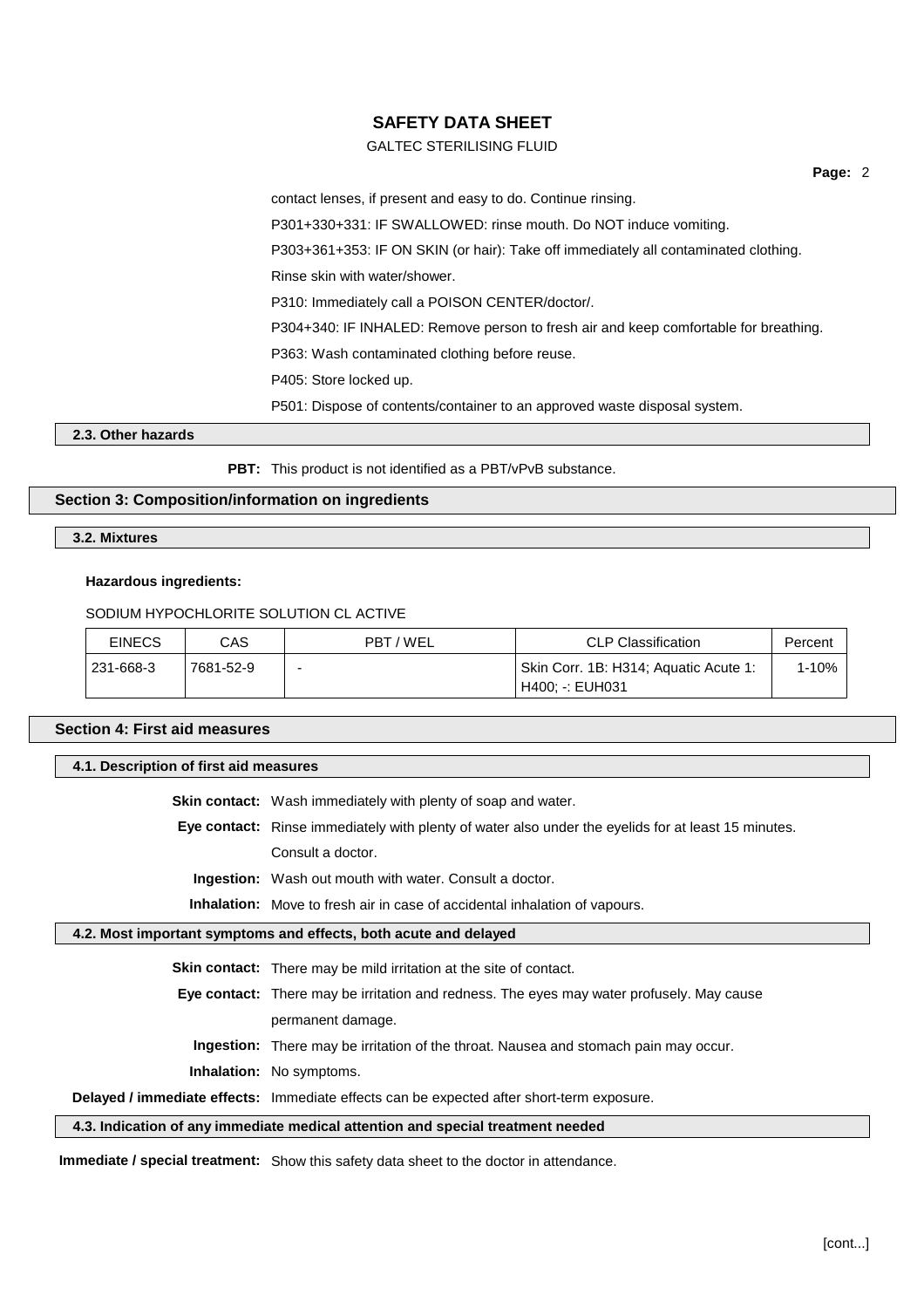contact lenses, if present and easy to do. Continue rinsing.

P301+330+331: IF SWALLOWED: rinse mouth. Do NOT induce vomiting.

P303+361+353: IF ON SKIN (or hair): Take off immediately all contaminated clothing. Rinse skin with water/shower.

P310: Immediately call a POISON CENTER/doctor/.

P304+340: IF INHALED: Remove person to fresh air and keep comfortable for breathing.

P363: Wash contaminated clothing before reuse.

P405: Store locked up.

P501: Dispose of contents/container to an approved waste disposal system.

### 2.3. Other hazards

**PBT:** This product is not identified as a PBT/vPvB substance.

## Section 3: Composition/information on ingredients

### 3.2. Mixtures

**Hazardous ingredients:**

SODIUM HYPOCHLORITE SOLUTION CL ACTIVE

| EINECS | CAS | PBT / WEL | CLP Classification | Percent |
|---|---|---|---|---|
| 231-668-3 | 7681-52-9 | - | Skin Corr. 1B: H314; Aquatic Acute 1: H400; -: EUH031 | 1-10% |

## Section 4: First aid measures

### 4.1. Description of first aid measures

**Skin contact:** Wash immediately with plenty of soap and water.

**Eye contact:** Rinse immediately with plenty of water also under the eyelids for at least 15 minutes. Consult a doctor.

**Ingestion:** Wash out mouth with water. Consult a doctor.

**Inhalation:** Move to fresh air in case of accidental inhalation of vapours.

### 4.2. Most important symptoms and effects, both acute and delayed

**Skin contact:** There may be mild irritation at the site of contact.

**Eye contact:** There may be irritation and redness. The eyes may water profusely. May cause permanent damage.

**Ingestion:** There may be irritation of the throat. Nausea and stomach pain may occur.

**Inhalation:** No symptoms.

**Delayed / immediate effects:** Immediate effects can be expected after short-term exposure.

### 4.3. Indication of any immediate medical attention and special treatment needed

**Immediate / special treatment:** Show this safety data sheet to the doctor in attendance.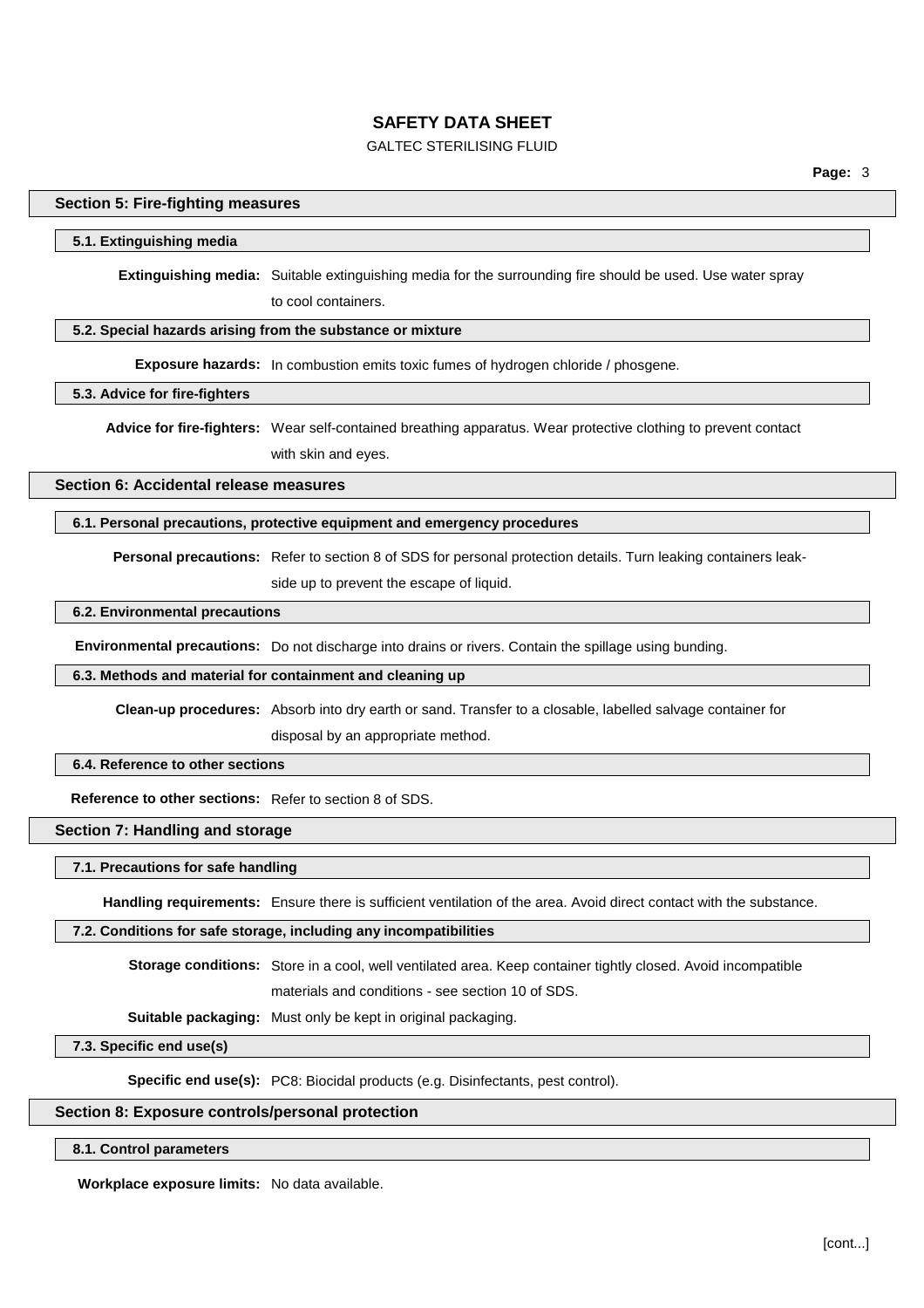## Section 5: Fire-fighting measures

### 5.1. Extinguishing media

**Extinguishing media:** Suitable extinguishing media for the surrounding fire should be used. Use water spray to cool containers.

### 5.2. Special hazards arising from the substance or mixture

**Exposure hazards:** In combustion emits toxic fumes of hydrogen chloride / phosgene.

### 5.3. Advice for fire-fighters

**Advice for fire-fighters:** Wear self-contained breathing apparatus. Wear protective clothing to prevent contact with skin and eyes.

## Section 6: Accidental release measures

### 6.1. Personal precautions, protective equipment and emergency procedures

**Personal precautions:** Refer to section 8 of SDS for personal protection details. Turn leaking containers leak-side up to prevent the escape of liquid.

### 6.2. Environmental precautions

**Environmental precautions:** Do not discharge into drains or rivers. Contain the spillage using bunding.

### 6.3. Methods and material for containment and cleaning up

**Clean-up procedures:** Absorb into dry earth or sand. Transfer to a closable, labelled salvage container for disposal by an appropriate method.

### 6.4. Reference to other sections

**Reference to other sections:** Refer to section 8 of SDS.

## Section 7: Handling and storage

### 7.1. Precautions for safe handling

**Handling requirements:** Ensure there is sufficient ventilation of the area. Avoid direct contact with the substance.

### 7.2. Conditions for safe storage, including any incompatibilities

**Storage conditions:** Store in a cool, well ventilated area. Keep container tightly closed. Avoid incompatible materials and conditions - see section 10 of SDS.

**Suitable packaging:** Must only be kept in original packaging.

### 7.3. Specific end use(s)

**Specific end use(s):** PC8: Biocidal products (e.g. Disinfectants, pest control).

## Section 8: Exposure controls/personal protection

### 8.1. Control parameters

**Workplace exposure limits:** No data available.

[cont...]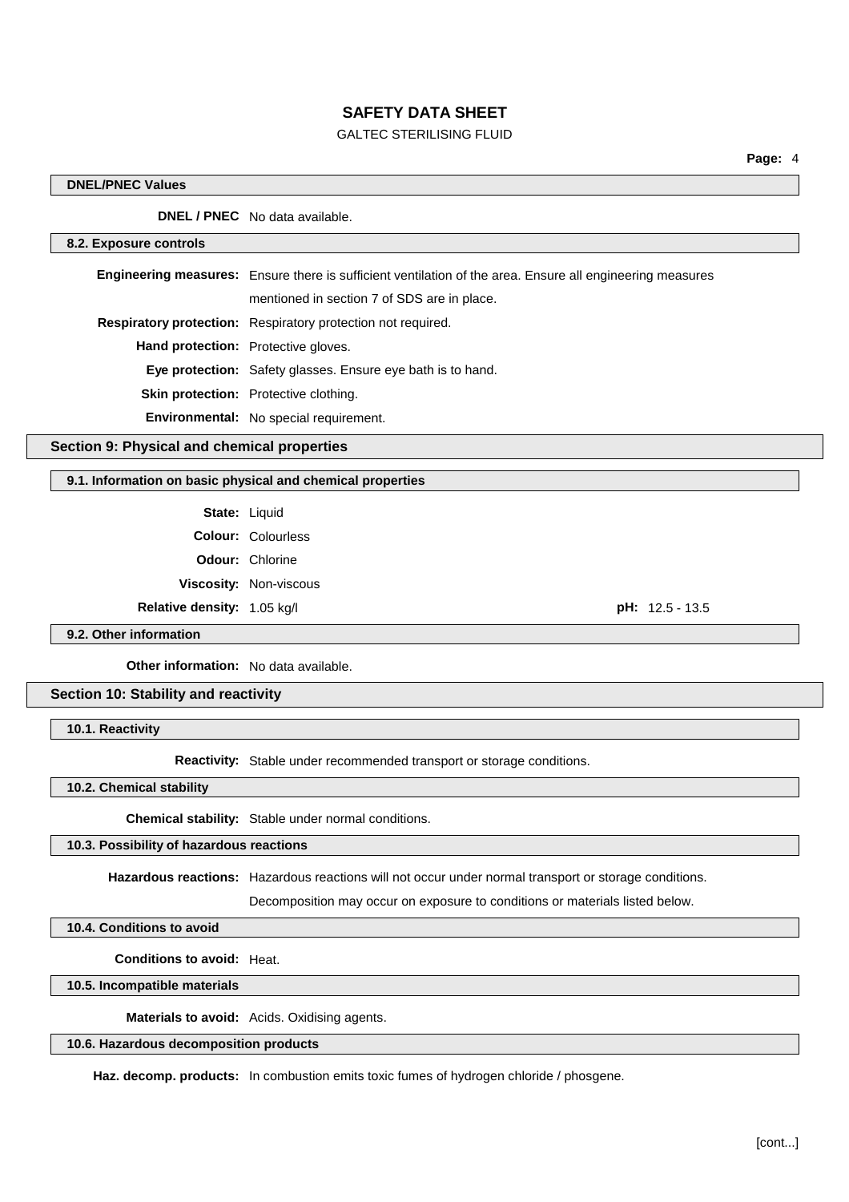#### DNEL/PNEC Values

**DNEL / PNEC** No data available.

#### 8.2. Exposure controls

**Engineering measures:** Ensure there is sufficient ventilation of the area. Ensure all engineering measures mentioned in section 7 of SDS are in place.

**Respiratory protection:** Respiratory protection not required.

**Hand protection:** Protective gloves.

**Eye protection:** Safety glasses. Ensure eye bath is to hand.

**Skin protection:** Protective clothing.

**Environmental:** No special requirement.

## Section 9: Physical and chemical properties

#### 9.1. Information on basic physical and chemical properties

**State:** Liquid

**Colour:** Colourless

**Odour:** Chlorine

**Viscosity:** Non-viscous

**Relative density:** 1.05 kg/l

**pH:** 12.5 - 13.5

#### 9.2. Other information

**Other information:** No data available.

## Section 10: Stability and reactivity

#### 10.1. Reactivity

**Reactivity:** Stable under recommended transport or storage conditions.

#### 10.2. Chemical stability

**Chemical stability:** Stable under normal conditions.

#### 10.3. Possibility of hazardous reactions

**Hazardous reactions:** Hazardous reactions will not occur under normal transport or storage conditions. Decomposition may occur on exposure to conditions or materials listed below.

#### 10.4. Conditions to avoid

**Conditions to avoid:** Heat.

#### 10.5. Incompatible materials

**Materials to avoid:** Acids. Oxidising agents.

#### 10.6. Hazardous decomposition products

**Haz. decomp. products:** In combustion emits toxic fumes of hydrogen chloride / phosgene.

[cont...]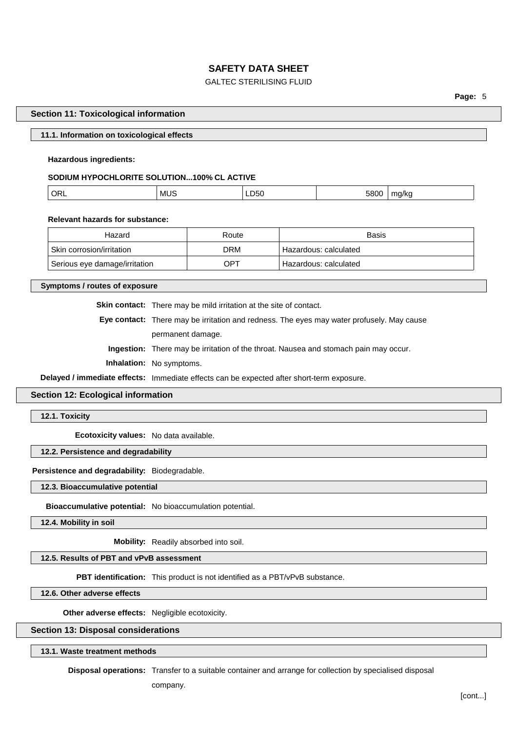## Section 11: Toxicological information

### 11.1. Information on toxicological effects

**Hazardous ingredients:**

**SODIUM HYPOCHLORITE SOLUTION...100% CL ACTIVE**

| ORL | MUS | LD50 | 5800 | mg/kg |
|---|---|---|---|---|

**Relevant hazards for substance:**

| Hazard | Route | Basis |
|---|---|---|
| Skin corrosion/irritation | DRM | Hazardous: calculated |
| Serious eye damage/irritation | OPT | Hazardous: calculated |

### Symptoms / routes of exposure

**Skin contact:** There may be mild irritation at the site of contact.

**Eye contact:** There may be irritation and redness. The eyes may water profusely. May cause permanent damage.

**Ingestion:** There may be irritation of the throat. Nausea and stomach pain may occur.

**Inhalation:** No symptoms.

**Delayed / immediate effects:** Immediate effects can be expected after short-term exposure.

## Section 12: Ecological information

### 12.1. Toxicity

**Ecotoxicity values:** No data available.

### 12.2. Persistence and degradability

**Persistence and degradability:** Biodegradable.

### 12.3. Bioaccumulative potential

**Bioaccumulative potential:** No bioaccumulation potential.

### 12.4. Mobility in soil

**Mobility:** Readily absorbed into soil.

### 12.5. Results of PBT and vPvB assessment

**PBT identification:** This product is not identified as a PBT/vPvB substance.

### 12.6. Other adverse effects

**Other adverse effects:** Negligible ecotoxicity.

## Section 13: Disposal considerations

### 13.1. Waste treatment methods

**Disposal operations:** Transfer to a suitable container and arrange for collection by specialised disposal company.

[cont...]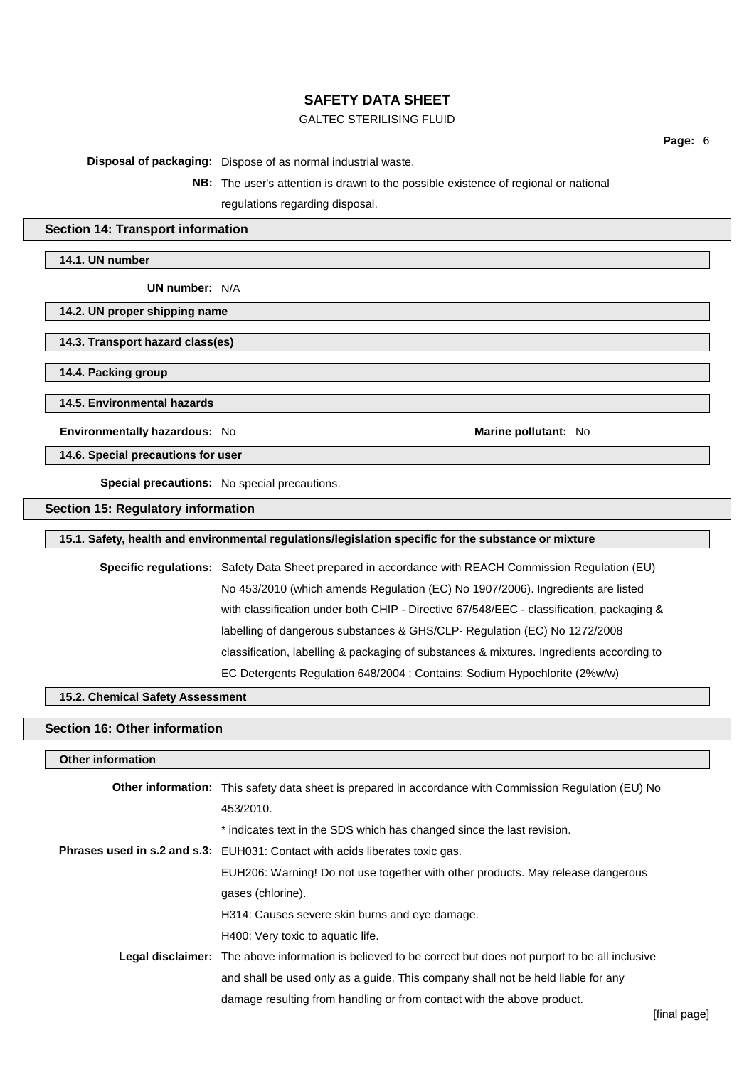**Disposal of packaging:** Dispose of as normal industrial waste.

**NB:** The user's attention is drawn to the possible existence of regional or national regulations regarding disposal.

## Section 14: Transport information

### 14.1. UN number

**UN number:** N/A

### 14.2. UN proper shipping name

### 14.3. Transport hazard class(es)

### 14.4. Packing group

### 14.5. Environmental hazards

**Environmentally hazardous:** No

**Marine pollutant:** No

### 14.6. Special precautions for user

**Special precautions:** No special precautions.

## Section 15: Regulatory information

### 15.1. Safety, health and environmental regulations/legislation specific for the substance or mixture

**Specific regulations:** Safety Data Sheet prepared in accordance with REACH Commission Regulation (EU) No 453/2010 (which amends Regulation (EC) No 1907/2006). Ingredients are listed with classification under both CHIP - Directive 67/548/EEC - classification, packaging & labelling of dangerous substances & GHS/CLP- Regulation (EC) No 1272/2008 classification, labelling & packaging of substances & mixtures. Ingredients according to EC Detergents Regulation 648/2004 : Contains: Sodium Hypochlorite (2%w/w)

### 15.2. Chemical Safety Assessment

## Section 16: Other information

### Other information

**Other information:** This safety data sheet is prepared in accordance with Commission Regulation (EU) No 453/2010.

* indicates text in the SDS which has changed since the last revision.

**Phrases used in s.2 and s.3:** EUH031: Contact with acids liberates toxic gas.

EUH206: Warning! Do not use together with other products. May release dangerous gases (chlorine).

H314: Causes severe skin burns and eye damage.

H400: Very toxic to aquatic life.

**Legal disclaimer:** The above information is believed to be correct but does not purport to be all inclusive and shall be used only as a guide. This company shall not be held liable for any damage resulting from handling or from contact with the above product.

[final page]